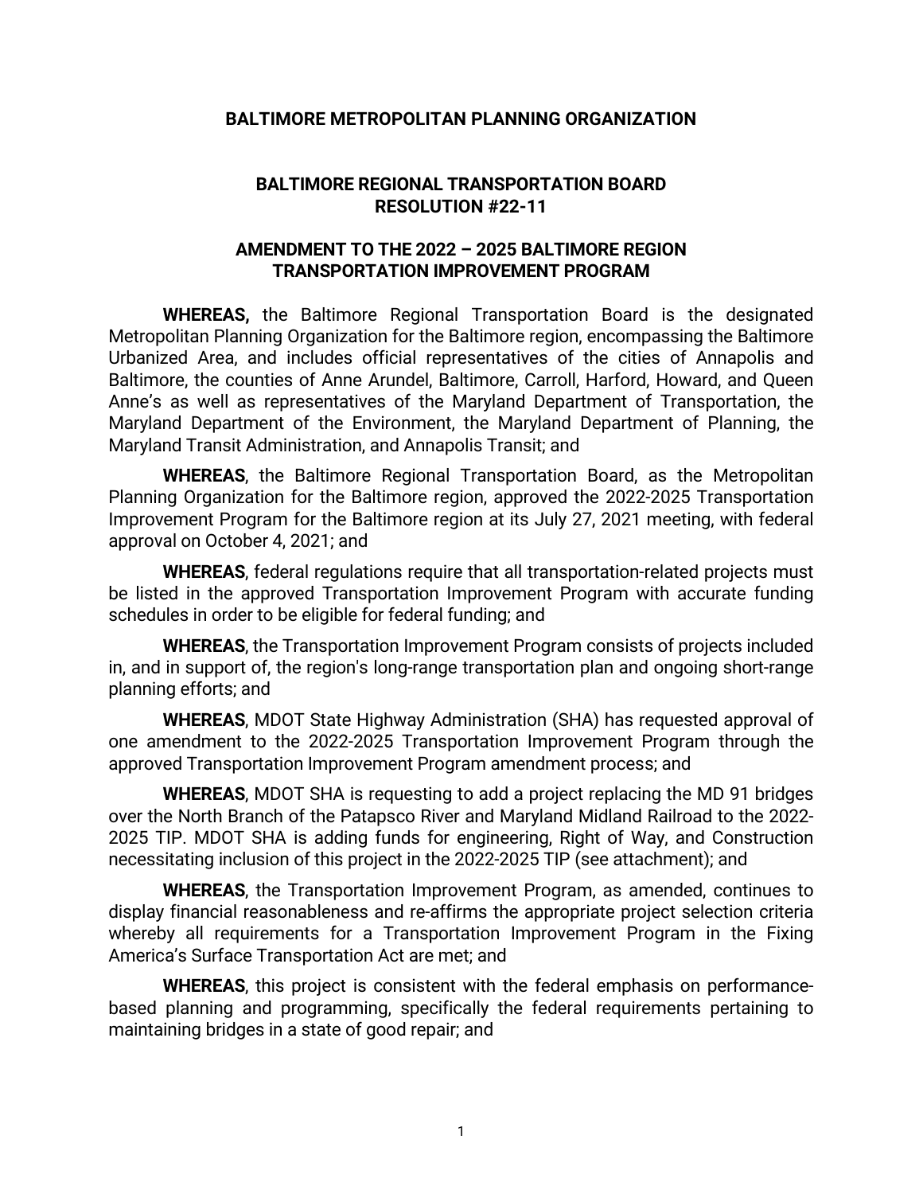**BALTIMORE METROPOLITAN PLANNING ORGANIZATION**

**BALTIMORE REGIONAL TRANSPORTATION BOARD**
**RESOLUTION #22-11**

**AMENDMENT TO THE 2022 – 2025 BALTIMORE REGION TRANSPORTATION IMPROVEMENT PROGRAM**

**WHEREAS,** the Baltimore Regional Transportation Board is the designated Metropolitan Planning Organization for the Baltimore region, encompassing the Baltimore Urbanized Area, and includes official representatives of the cities of Annapolis and Baltimore, the counties of Anne Arundel, Baltimore, Carroll, Harford, Howard, and Queen Anne's as well as representatives of the Maryland Department of Transportation, the Maryland Department of the Environment, the Maryland Department of Planning, the Maryland Transit Administration, and Annapolis Transit; and

**WHEREAS**, the Baltimore Regional Transportation Board, as the Metropolitan Planning Organization for the Baltimore region, approved the 2022-2025 Transportation Improvement Program for the Baltimore region at its July 27, 2021 meeting, with federal approval on October 4, 2021; and

**WHEREAS**, federal regulations require that all transportation-related projects must be listed in the approved Transportation Improvement Program with accurate funding schedules in order to be eligible for federal funding; and

**WHEREAS**, the Transportation Improvement Program consists of projects included in, and in support of, the region's long-range transportation plan and ongoing short-range planning efforts; and

**WHEREAS**, MDOT State Highway Administration (SHA) has requested approval of one amendment to the 2022-2025 Transportation Improvement Program through the approved Transportation Improvement Program amendment process; and

**WHEREAS**, MDOT SHA is requesting to add a project replacing the MD 91 bridges over the North Branch of the Patapsco River and Maryland Midland Railroad to the 2022-2025 TIP. MDOT SHA is adding funds for engineering, Right of Way, and Construction necessitating inclusion of this project in the 2022-2025 TIP (see attachment); and

**WHEREAS**, the Transportation Improvement Program, as amended, continues to display financial reasonableness and re-affirms the appropriate project selection criteria whereby all requirements for a Transportation Improvement Program in the Fixing America's Surface Transportation Act are met; and

**WHEREAS**, this project is consistent with the federal emphasis on performance-based planning and programming, specifically the federal requirements pertaining to maintaining bridges in a state of good repair; and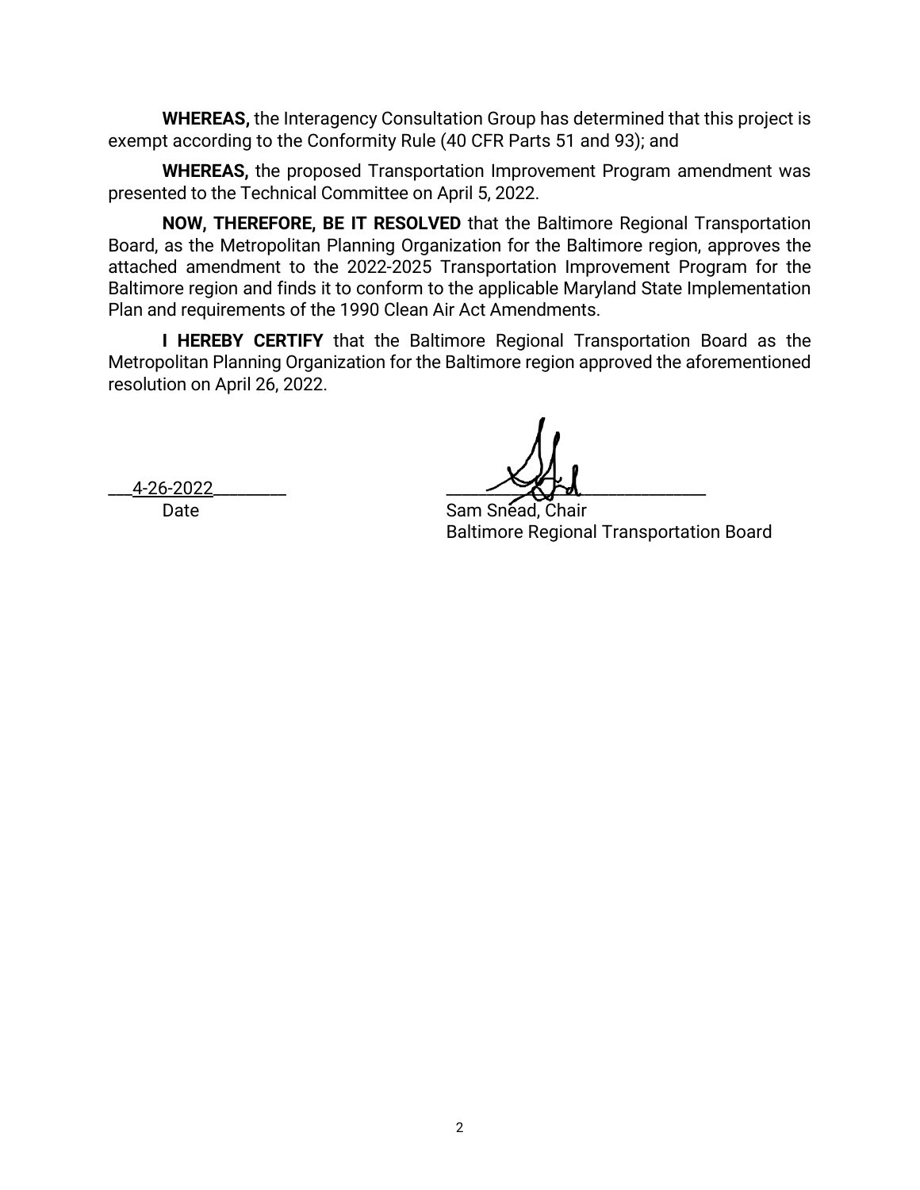**WHEREAS,** the Interagency Consultation Group has determined that this project is exempt according to the Conformity Rule (40 CFR Parts 51 and 93); and

**WHEREAS,** the proposed Transportation Improvement Program amendment was presented to the Technical Committee on April 5, 2022.

**NOW, THEREFORE, BE IT RESOLVED** that the Baltimore Regional Transportation Board, as the Metropolitan Planning Organization for the Baltimore region, approves the attached amendment to the 2022-2025 Transportation Improvement Program for the Baltimore region and finds it to conform to the applicable Maryland State Implementation Plan and requirements of the 1990 Clean Air Act Amendments.

**I HEREBY CERTIFY** that the Baltimore Regional Transportation Board as the Metropolitan Planning Organization for the Baltimore region approved the aforementioned resolution on April 26, 2022.

4-26-2022
Date

Sam Snead, Chair
Baltimore Regional Transportation Board